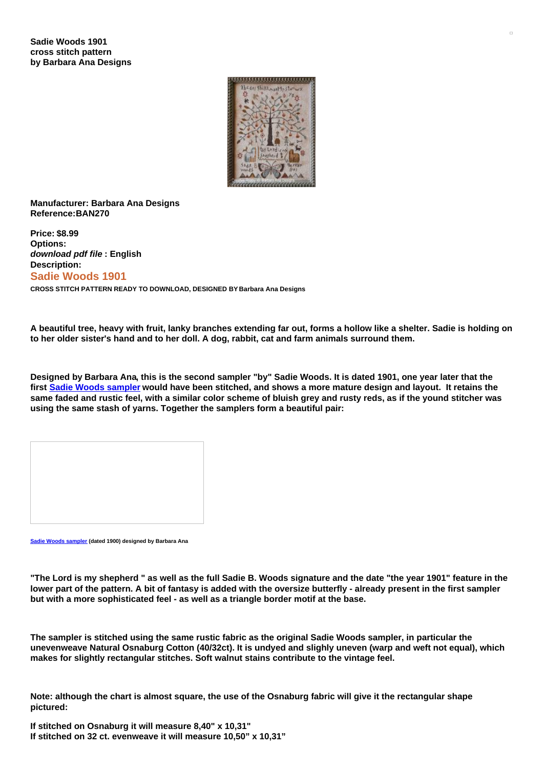**Sadie Woods 1901**
**cross stitch pattern**
**by Barbara Ana Designs**

**Manufacturer: Barbara Ana Designs**
**Reference:BAN270**

**Price: $8.99**
**Options:**
***download pdf file* : English**
**Description:**

## Sadie Woods 1901

**CROSS STITCH PATTERN READY TO DOWNLOAD, DESIGNED BY Barbara Ana Designs**

**A beautiful tree, heavy with fruit, lanky branches extending far out, forms a hollow like a shelter. Sadie is holding on to her older sister's hand and to her doll. A dog, rabbit, cat and farm animals surround them.**

**Designed by Barbara Ana, this is the second sampler "by" Sadie Woods. It is dated 1901, one year later that the first Sadie Woods sampler would have been stitched, and shows a more mature design and layout. It retains the same faded and rustic feel, with a similar color scheme of bluish grey and rusty reds, as if the yound stitcher was using the same stash of yarns. Together the samplers form a beautiful pair:**

**Sadie Woods sampler (dated 1900) designed by Barbara Ana**

**"The Lord is my shepherd " as well as the full Sadie B. Woods signature and the date "the year 1901" feature in the lower part of the pattern. A bit of fantasy is added with the oversize butterfly - already present in the first sampler but with a more sophisticated feel - as well as a triangle border motif at the base.**

**The sampler is stitched using the same rustic fabric as the original Sadie Woods sampler, in particular the unevenweave Natural Osnaburg Cotton (40/32ct). It is undyed and slighly uneven (warp and weft not equal), which makes for slightly rectangular stitches. Soft walnut stains contribute to the vintage feel.**

**Note: although the chart is almost square, the use of the Osnaburg fabric will give it the rectangular shape pictured:**

**If stitched on Osnaburg it will measure 8,40" x 10,31"**
**If stitched on 32 ct. evenweave it will measure 10,50" x 10,31"**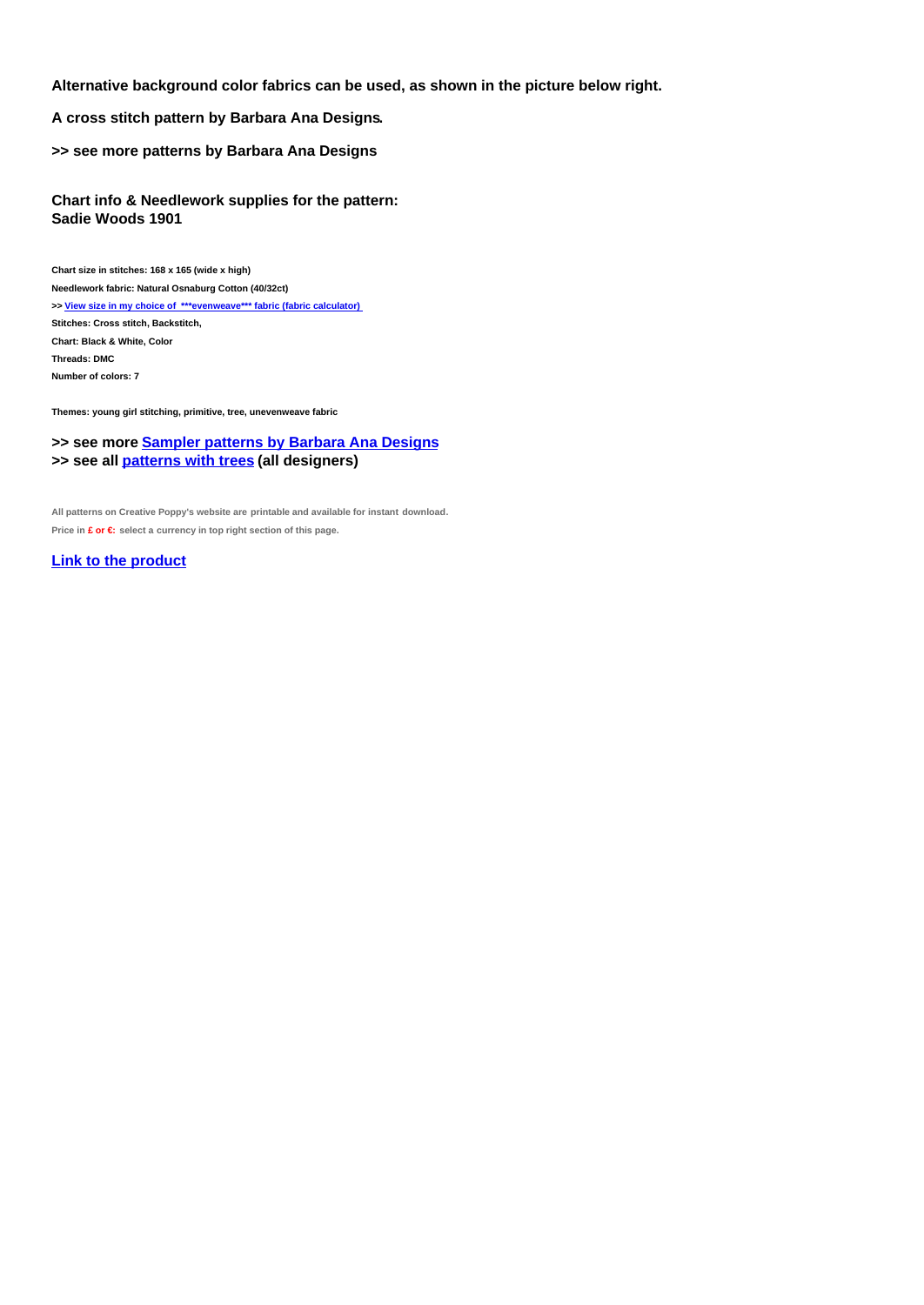**Alternative background color fabrics can be used, as shown in the picture below right.**

**A cross stitch pattern by Barbara Ana Designs.**

**>> see more patterns by Barbara Ana Designs**

**Chart info & Needlework supplies for the pattern:**
**Sadie Woods 1901**

**Chart size in stitches: 168 x 165 (wide x high)**

**Needlework fabric: Natural Osnaburg Cotton (40/32ct)**

**>> View size in my choice of ***evenweave*** fabric (fabric calculator)**

**Stitches: Cross stitch, Backstitch,**

**Chart: Black & White, Color**

**Threads: DMC**

**Number of colors: 7**

**Themes: young girl stitching, primitive, tree, unevenweave fabric**

**>> see more Sampler patterns by Barbara Ana Designs**
**>> see all patterns with trees (all designers)**

All patterns on Creative Poppy's website are printable and available for instant download.

Price in £ or €: select a currency in top right section of this page.

**Link to the product**